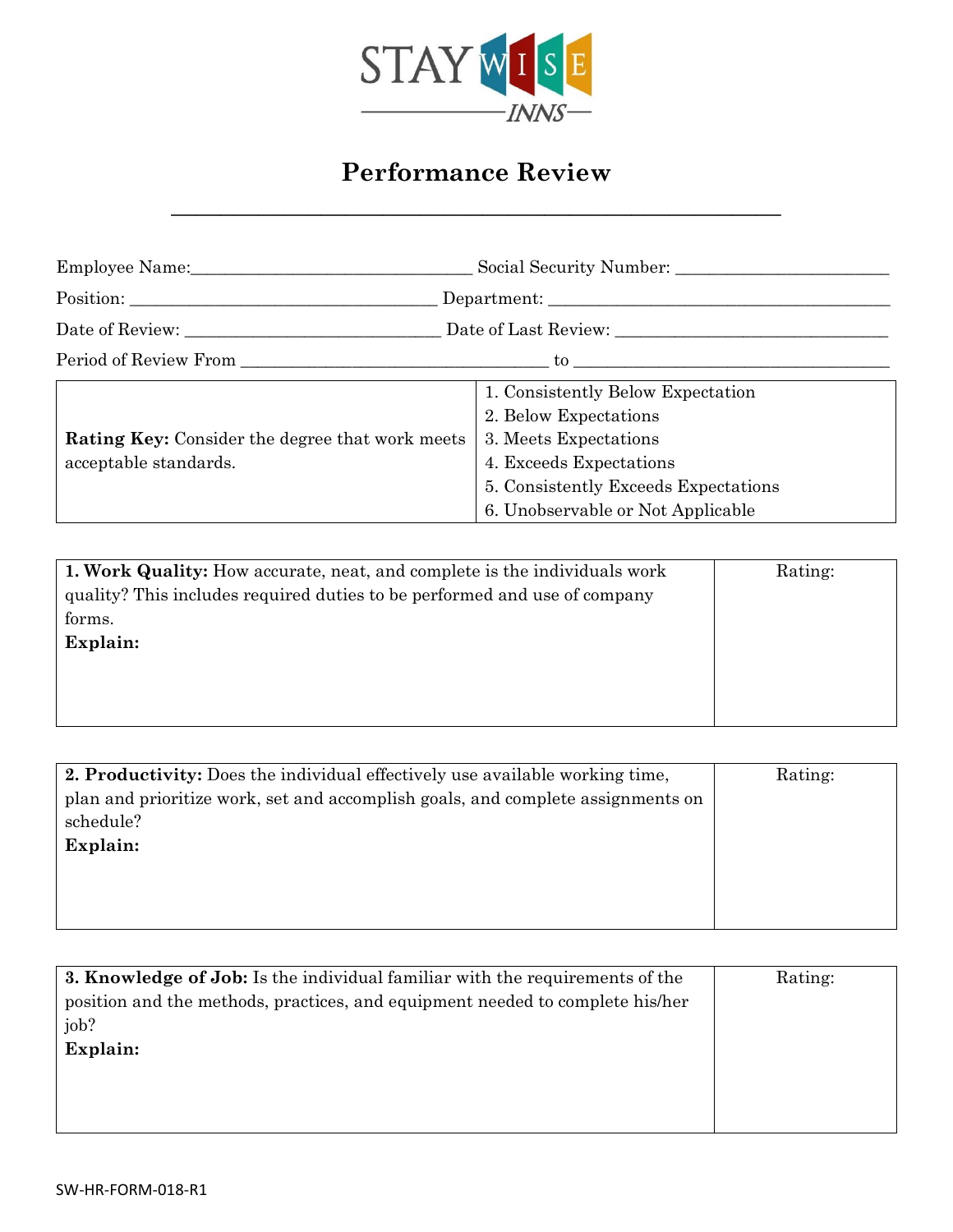STAY WISE INNS

# Performance Review

Employee Name:________________________________ Social Security Number: ________________________

Position: __________________________________ Department: ______________________________________

Date of Review: _____________________________ Date of Last Review: _______________________________

Period of Review From __________________________________ to ____________________________________

| **Rating Key:** Consider the degree that work meets acceptable standards. | 1. Consistently Below Expectation<br>2. Below Expectations<br>3. Meets Expectations<br>4. Exceeds Expectations<br>5. Consistently Exceeds Expectations<br>6. Unobservable or Not Applicable |
|---|---|

| **1. Work Quality:** How accurate, neat, and complete is the individuals work quality? This includes required duties to be performed and use of company forms.<br>**Explain:** | Rating: |
|---|---|

| **2. Productivity:** Does the individual effectively use available working time, plan and prioritize work, set and accomplish goals, and complete assignments on schedule?<br>**Explain:** | Rating: |
|---|---|

| **3. Knowledge of Job:** Is the individual familiar with the requirements of the position and the methods, practices, and equipment needed to complete his/her job?<br>**Explain:** | Rating: |
|---|---|

SW-HR-FORM-018-R1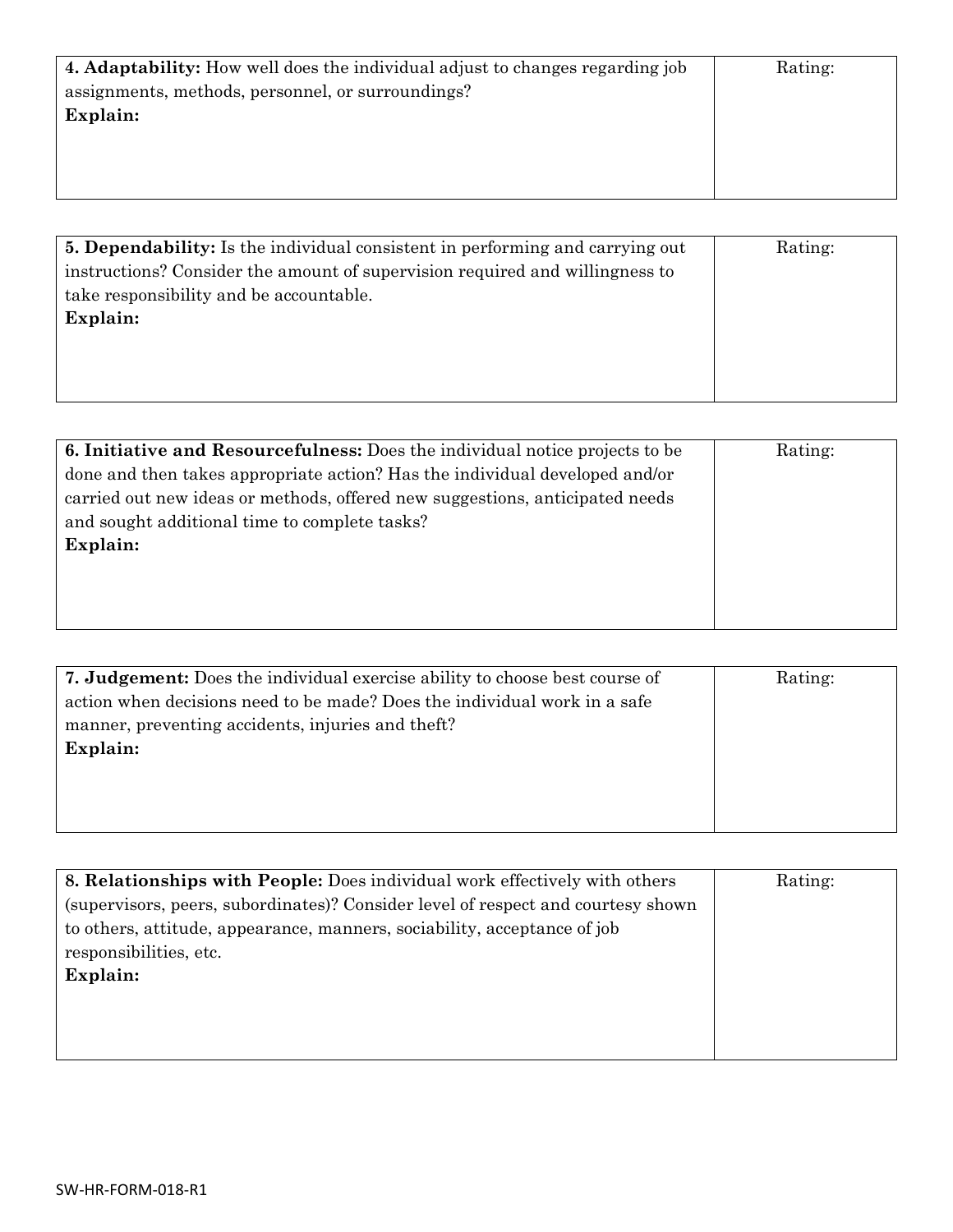| **4. Adaptability:** How well does the individual adjust to changes regarding job assignments, methods, personnel, or surroundings?<br>**Explain:** | Rating: |
| --- | --- |

| **5. Dependability:** Is the individual consistent in performing and carrying out instructions? Consider the amount of supervision required and willingness to take responsibility and be accountable.<br>**Explain:** | Rating: |
| --- | --- |

| **6. Initiative and Resourcefulness:** Does the individual notice projects to be done and then takes appropriate action? Has the individual developed and/or carried out new ideas or methods, offered new suggestions, anticipated needs and sought additional time to complete tasks?<br>**Explain:** | Rating: |
| --- | --- |

| **7. Judgement:** Does the individual exercise ability to choose best course of action when decisions need to be made? Does the individual work in a safe manner, preventing accidents, injuries and theft?<br>**Explain:** | Rating: |
| --- | --- |

| **8. Relationships with People:** Does individual work effectively with others (supervisors, peers, subordinates)? Consider level of respect and courtesy shown to others, attitude, appearance, manners, sociability, acceptance of job responsibilities, etc.<br>**Explain:** | Rating: |
| --- | --- |

SW-HR-FORM-018-R1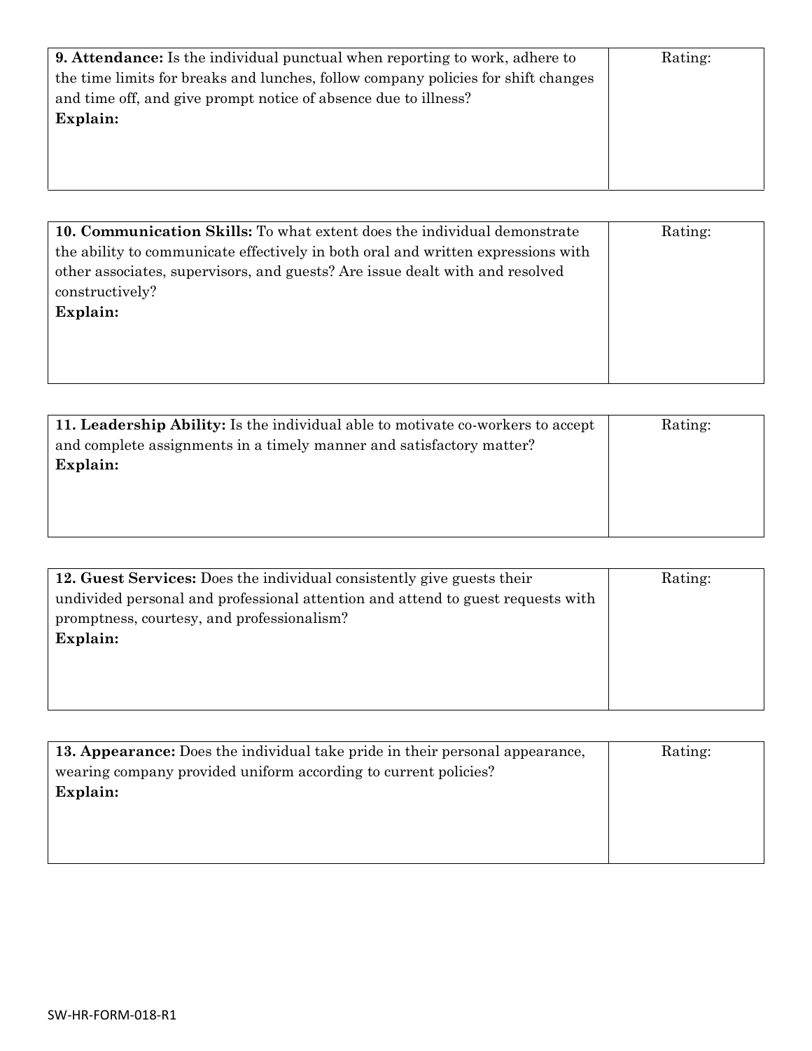| **9. Attendance:** Is the individual punctual when reporting to work, adhere to the time limits for breaks and lunches, follow company policies for shift changes and time off, and give prompt notice of absence due to illness?<br>**Explain:** | Rating: |
|---|---|

| **10. Communication Skills:** To what extent does the individual demonstrate the ability to communicate effectively in both oral and written expressions with other associates, supervisors, and guests? Are issue dealt with and resolved constructively?<br>**Explain:** | Rating: |
|---|---|

| **11. Leadership Ability:** Is the individual able to motivate co-workers to accept and complete assignments in a timely manner and satisfactory matter?<br>**Explain:** | Rating: |
|---|---|

| **12. Guest Services:** Does the individual consistently give guests their undivided personal and professional attention and attend to guest requests with promptness, courtesy, and professionalism?<br>**Explain:** | Rating: |
|---|---|

| **13. Appearance:** Does the individual take pride in their personal appearance, wearing company provided uniform according to current policies?<br>**Explain:** | Rating: |
|---|---|

SW-HR-FORM-018-R1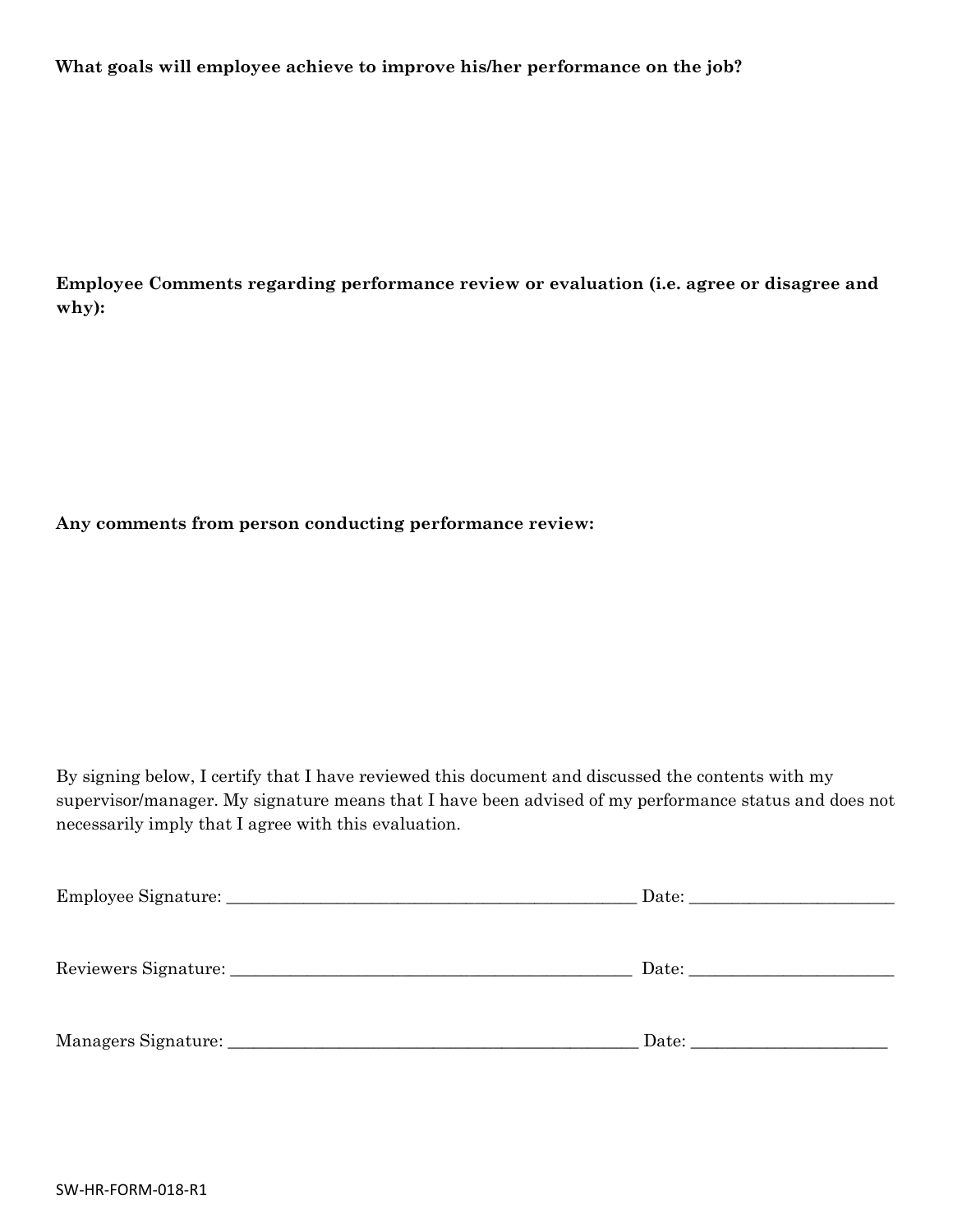**What goals will employee achieve to improve his/her performance on the job?**

**Employee Comments regarding performance review or evaluation (i.e. agree or disagree and why):**

**Any comments from person conducting performance review:**

By signing below, I certify that I have reviewed this document and discussed the contents with my supervisor/manager. My signature means that I have been advised of my performance status and does not necessarily imply that I agree with this evaluation.

Employee Signature: _______________________________________________ Date: ______________________

Reviewers Signature: _______________________________________________ Date: ______________________

Managers Signature: _______________________________________________ Date: ______________________

SW-HR-FORM-018-R1